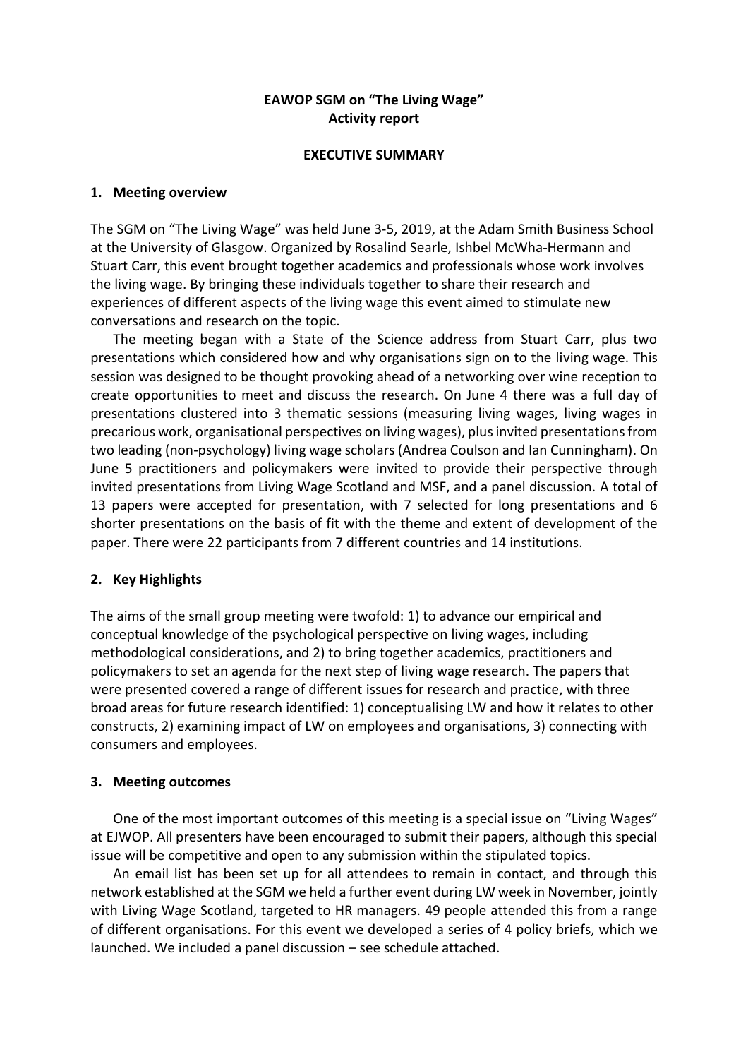# EAWOP SGM on "The Living Wage"
## Activity report

### EXECUTIVE SUMMARY

### 1. Meeting overview

The SGM on "The Living Wage" was held June 3-5, 2019, at the Adam Smith Business School at the University of Glasgow. Organized by Rosalind Searle, Ishbel McWha-Hermann and Stuart Carr, this event brought together academics and professionals whose work involves the living wage. By bringing these individuals together to share their research and experiences of different aspects of the living wage this event aimed to stimulate new conversations and research on the topic.

The meeting began with a State of the Science address from Stuart Carr, plus two presentations which considered how and why organisations sign on to the living wage. This session was designed to be thought provoking ahead of a networking over wine reception to create opportunities to meet and discuss the research. On June 4 there was a full day of presentations clustered into 3 thematic sessions (measuring living wages, living wages in precarious work, organisational perspectives on living wages), plus invited presentations from two leading (non-psychology) living wage scholars (Andrea Coulson and Ian Cunningham). On June 5 practitioners and policymakers were invited to provide their perspective through invited presentations from Living Wage Scotland and MSF, and a panel discussion. A total of 13 papers were accepted for presentation, with 7 selected for long presentations and 6 shorter presentations on the basis of fit with the theme and extent of development of the paper. There were 22 participants from 7 different countries and 14 institutions.

### 2. Key Highlights

The aims of the small group meeting were twofold: 1) to advance our empirical and conceptual knowledge of the psychological perspective on living wages, including methodological considerations, and 2) to bring together academics, practitioners and policymakers to set an agenda for the next step of living wage research. The papers that were presented covered a range of different issues for research and practice, with three broad areas for future research identified: 1) conceptualising LW and how it relates to other constructs, 2) examining impact of LW on employees and organisations, 3) connecting with consumers and employees.

### 3. Meeting outcomes

One of the most important outcomes of this meeting is a special issue on "Living Wages" at EJWOP. All presenters have been encouraged to submit their papers, although this special issue will be competitive and open to any submission within the stipulated topics.

An email list has been set up for all attendees to remain in contact, and through this network established at the SGM we held a further event during LW week in November, jointly with Living Wage Scotland, targeted to HR managers. 49 people attended this from a range of different organisations. For this event we developed a series of 4 policy briefs, which we launched. We included a panel discussion – see schedule attached.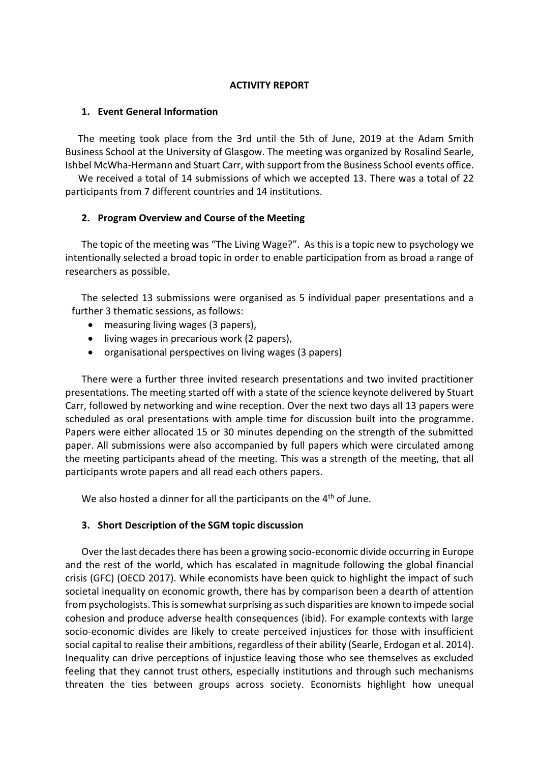**ACTIVITY REPORT**

## 1. Event General Information

The meeting took place from the 3rd until the 5th of June, 2019 at the Adam Smith Business School at the University of Glasgow. The meeting was organized by Rosalind Searle, Ishbel McWha-Hermann and Stuart Carr, with support from the Business School events office.

We received a total of 14 submissions of which we accepted 13. There was a total of 22 participants from 7 different countries and 14 institutions.

## 2. Program Overview and Course of the Meeting

The topic of the meeting was "The Living Wage?". As this is a topic new to psychology we intentionally selected a broad topic in order to enable participation from as broad a range of researchers as possible.

The selected 13 submissions were organised as 5 individual paper presentations and a further 3 thematic sessions, as follows:

- measuring living wages (3 papers),
- living wages in precarious work (2 papers),
- organisational perspectives on living wages (3 papers)

There were a further three invited research presentations and two invited practitioner presentations. The meeting started off with a state of the science keynote delivered by Stuart Carr, followed by networking and wine reception. Over the next two days all 13 papers were scheduled as oral presentations with ample time for discussion built into the programme. Papers were either allocated 15 or 30 minutes depending on the strength of the submitted paper. All submissions were also accompanied by full papers which were circulated among the meeting participants ahead of the meeting. This was a strength of the meeting, that all participants wrote papers and all read each others papers.

We also hosted a dinner for all the participants on the 4th of June.

## 3. Short Description of the SGM topic discussion

Over the last decades there has been a growing socio-economic divide occurring in Europe and the rest of the world, which has escalated in magnitude following the global financial crisis (GFC) (OECD 2017). While economists have been quick to highlight the impact of such societal inequality on economic growth, there has by comparison been a dearth of attention from psychologists. This is somewhat surprising as such disparities are known to impede social cohesion and produce adverse health consequences (ibid). For example contexts with large socio-economic divides are likely to create perceived injustices for those with insufficient social capital to realise their ambitions, regardless of their ability (Searle, Erdogan et al. 2014). Inequality can drive perceptions of injustice leaving those who see themselves as excluded feeling that they cannot trust others, especially institutions and through such mechanisms threaten the ties between groups across society. Economists highlight how unequal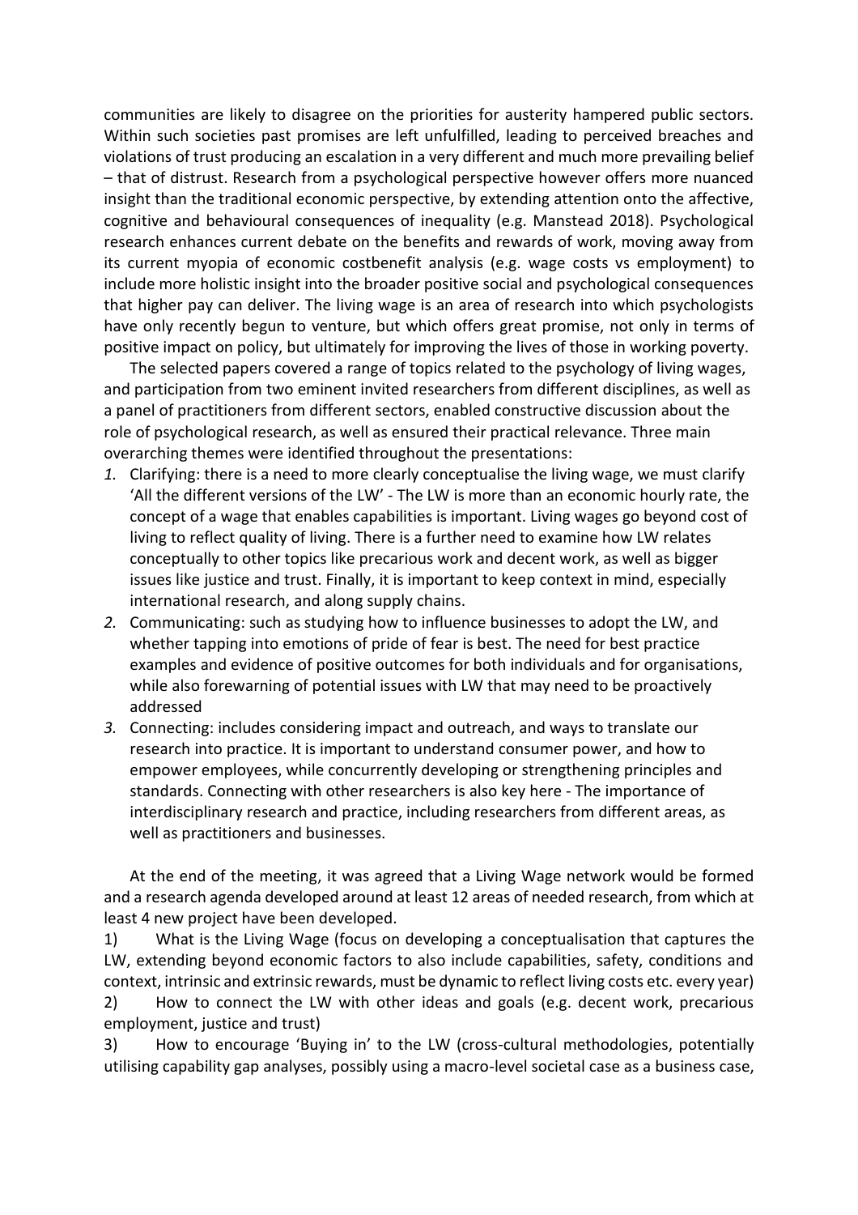communities are likely to disagree on the priorities for austerity hampered public sectors. Within such societies past promises are left unfulfilled, leading to perceived breaches and violations of trust producing an escalation in a very different and much more prevailing belief – that of distrust. Research from a psychological perspective however offers more nuanced insight than the traditional economic perspective, by extending attention onto the affective, cognitive and behavioural consequences of inequality (e.g. Manstead 2018). Psychological research enhances current debate on the benefits and rewards of work, moving away from its current myopia of economic costbenefit analysis (e.g. wage costs vs employment) to include more holistic insight into the broader positive social and psychological consequences that higher pay can deliver. The living wage is an area of research into which psychologists have only recently begun to venture, but which offers great promise, not only in terms of positive impact on policy, but ultimately for improving the lives of those in working poverty.

The selected papers covered a range of topics related to the psychology of living wages, and participation from two eminent invited researchers from different disciplines, as well as a panel of practitioners from different sectors, enabled constructive discussion about the role of psychological research, as well as ensured their practical relevance. Three main overarching themes were identified throughout the presentations:

1. Clarifying: there is a need to more clearly conceptualise the living wage, we must clarify 'All the different versions of the LW' - The LW is more than an economic hourly rate, the concept of a wage that enables capabilities is important. Living wages go beyond cost of living to reflect quality of living. There is a further need to examine how LW relates conceptually to other topics like precarious work and decent work, as well as bigger issues like justice and trust. Finally, it is important to keep context in mind, especially international research, and along supply chains.
2. Communicating: such as studying how to influence businesses to adopt the LW, and whether tapping into emotions of pride of fear is best. The need for best practice examples and evidence of positive outcomes for both individuals and for organisations, while also forewarning of potential issues with LW that may need to be proactively addressed
3. Connecting: includes considering impact and outreach, and ways to translate our research into practice. It is important to understand consumer power, and how to empower employees, while concurrently developing or strengthening principles and standards. Connecting with other researchers is also key here - The importance of interdisciplinary research and practice, including researchers from different areas, as well as practitioners and businesses.

At the end of the meeting, it was agreed that a Living Wage network would be formed and a research agenda developed around at least 12 areas of needed research, from which at least 4 new project have been developed.

1) What is the Living Wage (focus on developing a conceptualisation that captures the LW, extending beyond economic factors to also include capabilities, safety, conditions and context, intrinsic and extrinsic rewards, must be dynamic to reflect living costs etc. every year)

2) How to connect the LW with other ideas and goals (e.g. decent work, precarious employment, justice and trust)

3) How to encourage 'Buying in' to the LW (cross-cultural methodologies, potentially utilising capability gap analyses, possibly using a macro-level societal case as a business case,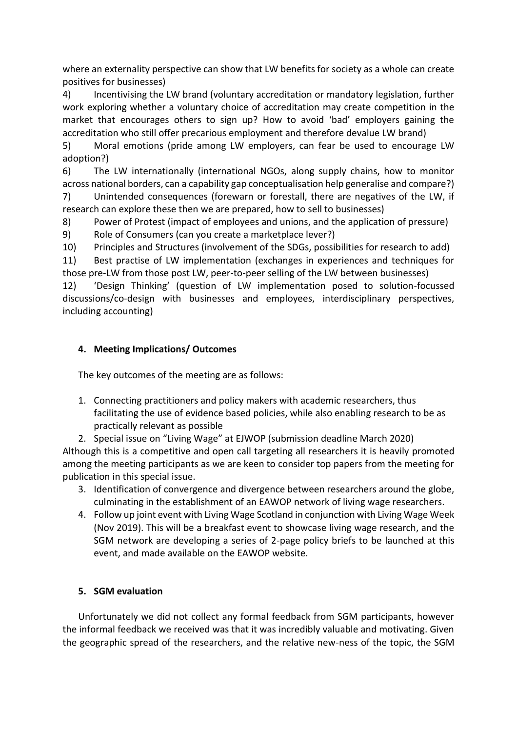where an externality perspective can show that LW benefits for society as a whole can create positives for businesses)

4) Incentivising the LW brand (voluntary accreditation or mandatory legislation, further work exploring whether a voluntary choice of accreditation may create competition in the market that encourages others to sign up? How to avoid 'bad' employers gaining the accreditation who still offer precarious employment and therefore devalue LW brand)

5) Moral emotions (pride among LW employers, can fear be used to encourage LW adoption?)

6) The LW internationally (international NGOs, along supply chains, how to monitor across national borders, can a capability gap conceptualisation help generalise and compare?)

7) Unintended consequences (forewarn or forestall, there are negatives of the LW, if research can explore these then we are prepared, how to sell to businesses)

8) Power of Protest (impact of employees and unions, and the application of pressure)

9) Role of Consumers (can you create a marketplace lever?)

10) Principles and Structures (involvement of the SDGs, possibilities for research to add)

11) Best practise of LW implementation (exchanges in experiences and techniques for those pre-LW from those post LW, peer-to-peer selling of the LW between businesses)

12) 'Design Thinking' (question of LW implementation posed to solution-focussed discussions/co-design with businesses and employees, interdisciplinary perspectives, including accounting)

## 4. Meeting Implications/ Outcomes

The key outcomes of the meeting are as follows:

1. Connecting practitioners and policy makers with academic researchers, thus facilitating the use of evidence based policies, while also enabling research to be as practically relevant as possible
2. Special issue on "Living Wage" at EJWOP (submission deadline March 2020)

Although this is a competitive and open call targeting all researchers it is heavily promoted among the meeting participants as we are keen to consider top papers from the meeting for publication in this special issue.

3. Identification of convergence and divergence between researchers around the globe, culminating in the establishment of an EAWOP network of living wage researchers.
4. Follow up joint event with Living Wage Scotland in conjunction with Living Wage Week (Nov 2019). This will be a breakfast event to showcase living wage research, and the SGM network are developing a series of 2-page policy briefs to be launched at this event, and made available on the EAWOP website.

## 5. SGM evaluation

Unfortunately we did not collect any formal feedback from SGM participants, however the informal feedback we received was that it was incredibly valuable and motivating. Given the geographic spread of the researchers, and the relative new-ness of the topic, the SGM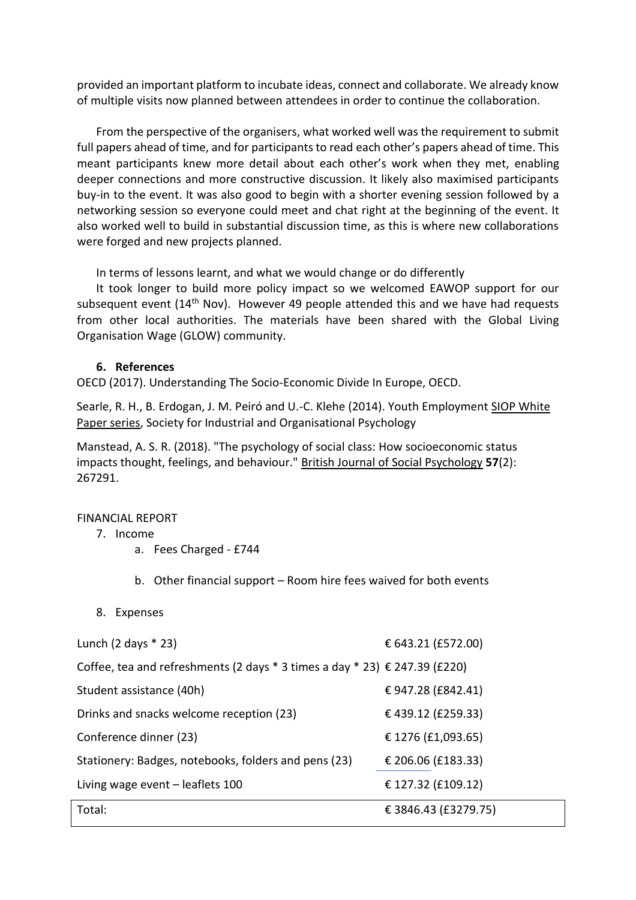provided an important platform to incubate ideas, connect and collaborate. We already know of multiple visits now planned between attendees in order to continue the collaboration.

From the perspective of the organisers, what worked well was the requirement to submit full papers ahead of time, and for participants to read each other's papers ahead of time. This meant participants knew more detail about each other's work when they met, enabling deeper connections and more constructive discussion. It likely also maximised participants buy-in to the event. It was also good to begin with a shorter evening session followed by a networking session so everyone could meet and chat right at the beginning of the event. It also worked well to build in substantial discussion time, as this is where new collaborations were forged and new projects planned.

In terms of lessons learnt, and what we would change or do differently

It took longer to build more policy impact so we welcomed EAWOP support for our subsequent event (14th Nov). However 49 people attended this and we have had requests from other local authorities. The materials have been shared with the Global Living Organisation Wage (GLOW) community.

### 6. References

OECD (2017). Understanding The Socio-Economic Divide In Europe, OECD.

Searle, R. H., B. Erdogan, J. M. Peiró and U.-C. Klehe (2014). Youth Employment SIOP White Paper series, Society for Industrial and Organisational Psychology

Manstead, A. S. R. (2018). "The psychology of social class: How socioeconomic status impacts thought, feelings, and behaviour." British Journal of Social Psychology **57**(2): 267291.

FINANCIAL REPORT

7. Income
   a. Fees Charged - £744
   b. Other financial support – Room hire fees waived for both events
8. Expenses

| | |
|---|---|
| Lunch (2 days * 23) | € 643.21 (£572.00) |
| Coffee, tea and refreshments (2 days * 3 times a day * 23) | € 247.39 (£220) |
| Student assistance (40h) | € 947.28 (£842.41) |
| Drinks and snacks welcome reception (23) | € 439.12 (£259.33) |
| Conference dinner (23) | € 1276 (£1,093.65) |
| Stationery: Badges, notebooks, folders and pens (23) | € 206.06 (£183.33) |
| Living wage event – leaflets 100 | € 127.32 (£109.12) |
| Total: | € 3846.43 (£3279.75) |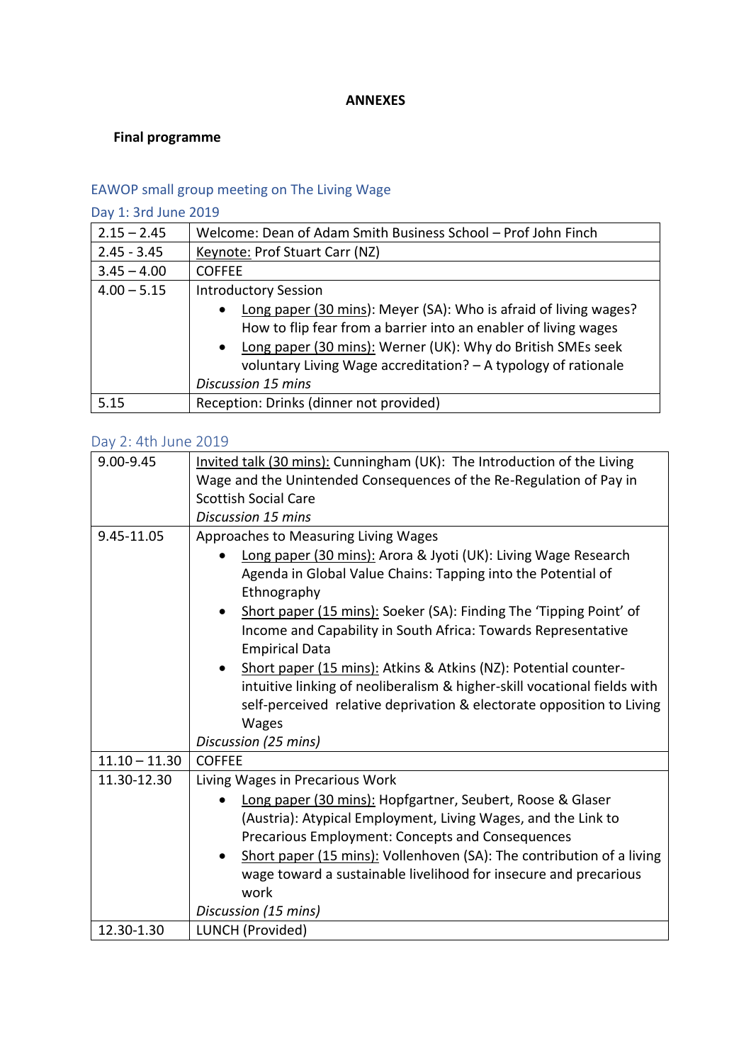**ANNEXES**

**Final programme**

## EAWOP small group meeting on The Living Wage

### Day 1: 3rd June 2019

| | |
|---|---|
| 2.15 – 2.45 | Welcome: Dean of Adam Smith Business School – Prof John Finch |
| 2.45 - 3.45 | Keynote: Prof Stuart Carr (NZ) |
| 3.45 – 4.00 | COFFEE |
| 4.00 – 5.15 | Introductory Session<br>• Long paper (30 mins): Meyer (SA): Who is afraid of living wages? How to flip fear from a barrier into an enabler of living wages<br>• Long paper (30 mins): Werner (UK): Why do British SMEs seek voluntary Living Wage accreditation? – A typology of rationale<br>*Discussion 15 mins* |
| 5.15 | Reception: Drinks (dinner not provided) |

### Day 2: 4th June 2019

| | |
|---|---|
| 9.00-9.45 | Invited talk (30 mins): Cunningham (UK): The Introduction of the Living Wage and the Unintended Consequences of the Re-Regulation of Pay in Scottish Social Care<br>*Discussion 15 mins* |
| 9.45-11.05 | Approaches to Measuring Living Wages<br>• Long paper (30 mins): Arora & Jyoti (UK): Living Wage Research Agenda in Global Value Chains: Tapping into the Potential of Ethnography<br>• Short paper (15 mins): Soeker (SA): Finding The 'Tipping Point' of Income and Capability in South Africa: Towards Representative Empirical Data<br>• Short paper (15 mins): Atkins & Atkins (NZ): Potential counter-intuitive linking of neoliberalism & higher-skill vocational fields with self-perceived relative deprivation & electorate opposition to Living Wages<br>*Discussion (25 mins)* |
| 11.10 – 11.30 | COFFEE |
| 11.30-12.30 | Living Wages in Precarious Work<br>• Long paper (30 mins): Hopfgartner, Seubert, Roose & Glaser (Austria): Atypical Employment, Living Wages, and the Link to Precarious Employment: Concepts and Consequences<br>• Short paper (15 mins): Vollenhoven (SA): The contribution of a living wage toward a sustainable livelihood for insecure and precarious work<br>*Discussion (15 mins)* |
| 12.30-1.30 | LUNCH (Provided) |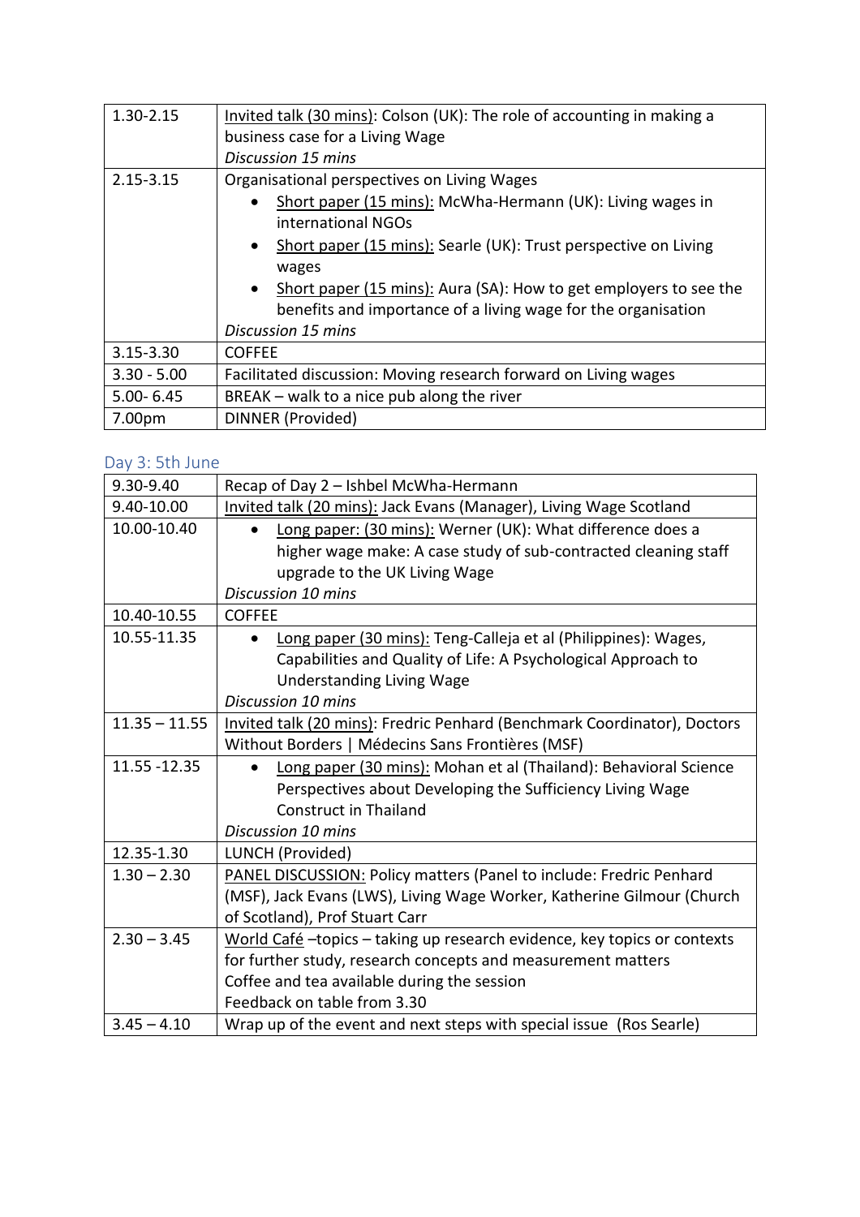| | |
|---|---|
| 1.30-2.15 | Invited talk (30 mins): Colson (UK): The role of accounting in making a business case for a Living Wage<br>*Discussion 15 mins* |
| 2.15-3.15 | Organisational perspectives on Living Wages<br>• Short paper (15 mins): McWha-Hermann (UK): Living wages in international NGOs<br>• Short paper (15 mins): Searle (UK): Trust perspective on Living wages<br>• Short paper (15 mins): Aura (SA): How to get employers to see the benefits and importance of a living wage for the organisation<br>*Discussion 15 mins* |
| 3.15-3.30 | COFFEE |
| 3.30 - 5.00 | Facilitated discussion: Moving research forward on Living wages |
| 5.00- 6.45 | BREAK – walk to a nice pub along the river |
| 7.00pm | DINNER (Provided) |

## Day 3: 5th June

| | |
|---|---|
| 9.30-9.40 | Recap of Day 2 – Ishbel McWha-Hermann |
| 9.40-10.00 | Invited talk (20 mins): Jack Evans (Manager), Living Wage Scotland |
| 10.00-10.40 | • Long paper: (30 mins): Werner (UK): What difference does a higher wage make: A case study of sub-contracted cleaning staff upgrade to the UK Living Wage<br>*Discussion 10 mins* |
| 10.40-10.55 | COFFEE |
| 10.55-11.35 | • Long paper (30 mins): Teng-Calleja et al (Philippines): Wages, Capabilities and Quality of Life: A Psychological Approach to Understanding Living Wage<br>*Discussion 10 mins* |
| 11.35 – 11.55 | Invited talk (20 mins): Fredric Penhard (Benchmark Coordinator), Doctors Without Borders \| Médecins Sans Frontières (MSF) |
| 11.55 -12.35 | • Long paper (30 mins): Mohan et al (Thailand): Behavioral Science Perspectives about Developing the Sufficiency Living Wage Construct in Thailand<br>*Discussion 10 mins* |
| 12.35-1.30 | LUNCH (Provided) |
| 1.30 – 2.30 | PANEL DISCUSSION: Policy matters (Panel to include: Fredric Penhard (MSF), Jack Evans (LWS), Living Wage Worker, Katherine Gilmour (Church of Scotland), Prof Stuart Carr |
| 2.30 – 3.45 | World Café –topics – taking up research evidence, key topics or contexts for further study, research concepts and measurement matters<br>Coffee and tea available during the session<br>Feedback on table from 3.30 |
| 3.45 – 4.10 | Wrap up of the event and next steps with special issue (Ros Searle) |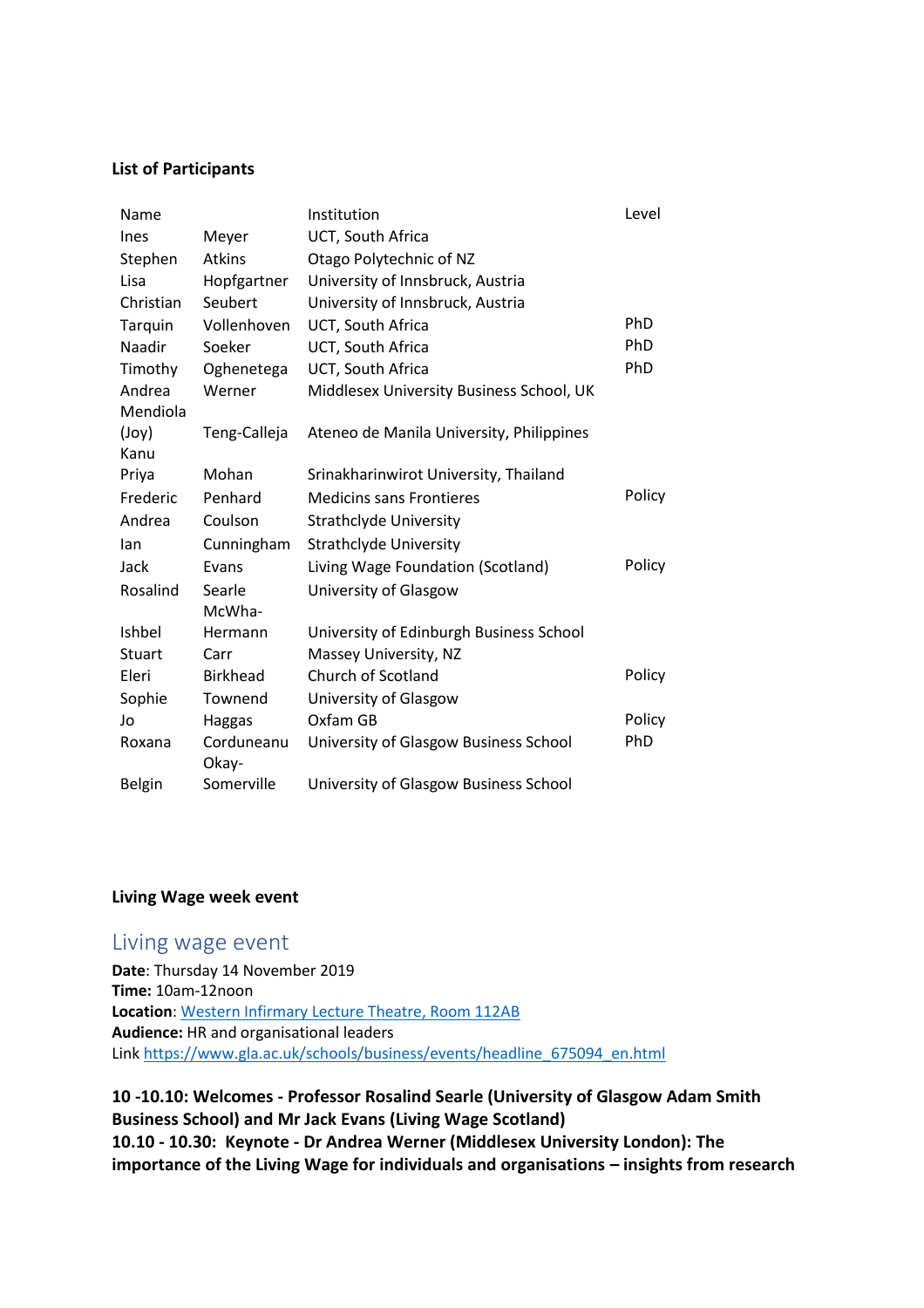**List of Participants**

| Name | | Institution | Level |
|---|---|---|---|
| Ines | Meyer | UCT, South Africa | |
| Stephen | Atkins | Otago Polytechnic of NZ | |
| Lisa | Hopfgartner | University of Innsbruck, Austria | |
| Christian | Seubert | University of Innsbruck, Austria | |
| Tarquin | Vollenhoven | UCT, South Africa | PhD |
| Naadir | Soeker | UCT, South Africa | PhD |
| Timothy | Oghenetega | UCT, South Africa | PhD |
| Andrea | Werner | Middlesex University Business School, UK | |
| Mendiola (Joy) | Teng-Calleja | Ateneo de Manila University, Philippines | |
| Kanu Priya | Mohan | Srinakharinwirot University, Thailand | |
| Frederic | Penhard | Medicins sans Frontieres | Policy |
| Andrea | Coulson | Strathclyde University | |
| Ian | Cunningham | Strathclyde University | |
| Jack | Evans | Living Wage Foundation (Scotland) | Policy |
| Rosalind | Searle | University of Glasgow | |
| Ishbel | McWha-Hermann | University of Edinburgh Business School | |
| Stuart | Carr | Massey University, NZ | |
| Eleri | Birkhead | Church of Scotland | Policy |
| Sophie | Townend | University of Glasgow | |
| Jo | Haggas | Oxfam GB | Policy |
| Roxana | Corduneanu | University of Glasgow Business School | PhD |
| Belgin | Okay-Somerville | University of Glasgow Business School | |

**Living Wage week event**

## Living wage event

**Date**: Thursday 14 November 2019
**Time:** 10am-12noon
**Location**: [Western Infirmary Lecture Theatre, Room 112AB]
**Audience:** HR and organisational leaders
Link https://www.gla.ac.uk/schools/business/events/headline_675094_en.html

**10 -10.10: Welcomes - Professor Rosalind Searle (University of Glasgow Adam Smith Business School) and Mr Jack Evans (Living Wage Scotland)**
**10.10 - 10.30: Keynote - Dr Andrea Werner (Middlesex University London): The importance of the Living Wage for individuals and organisations – insights from research**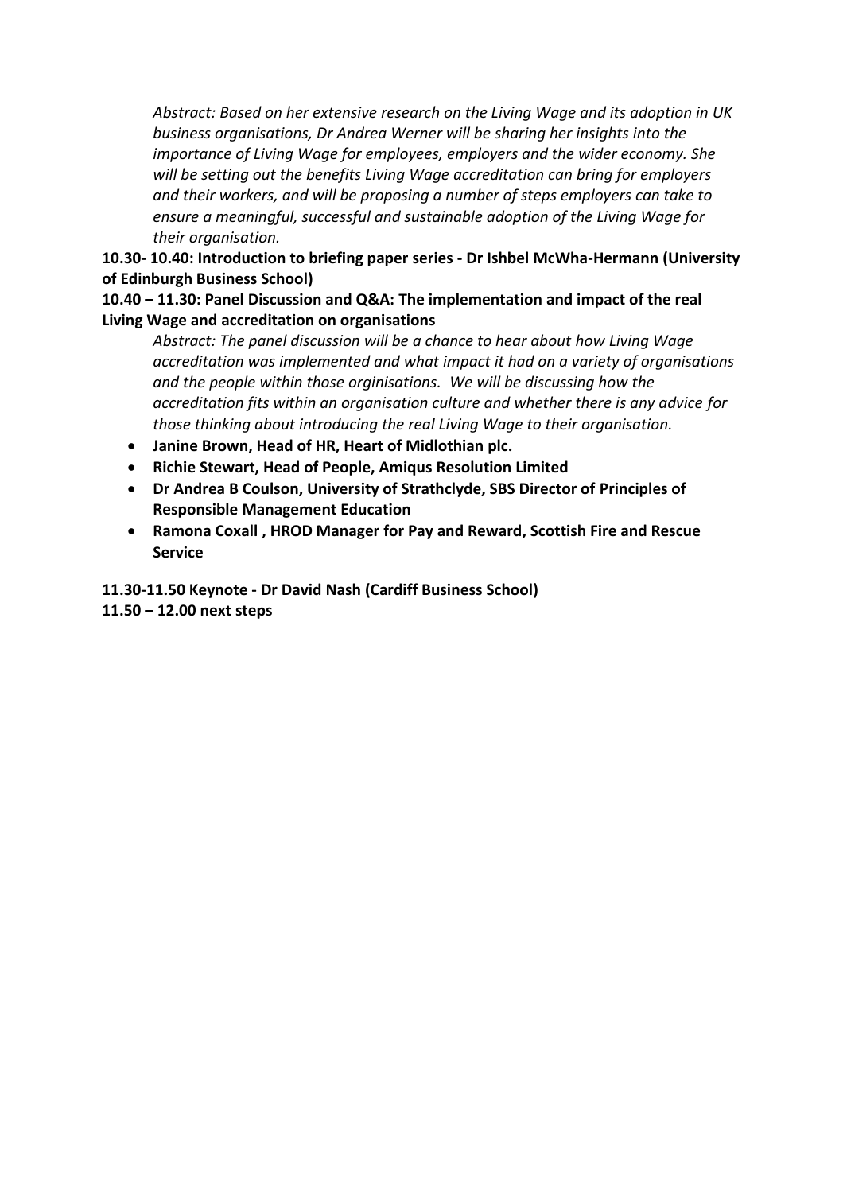*Abstract: Based on her extensive research on the Living Wage and its adoption in UK business organisations, Dr Andrea Werner will be sharing her insights into the importance of Living Wage for employees, employers and the wider economy. She will be setting out the benefits Living Wage accreditation can bring for employers and their workers, and will be proposing a number of steps employers can take to ensure a meaningful, successful and sustainable adoption of the Living Wage for their organisation.*

**10.30- 10.40: Introduction to briefing paper series - Dr Ishbel McWha-Hermann (University of Edinburgh Business School)**

**10.40 – 11.30: Panel Discussion and Q&A: The implementation and impact of the real Living Wage and accreditation on organisations**

*Abstract: The panel discussion will be a chance to hear about how Living Wage accreditation was implemented and what impact it had on a variety of organisations and the people within those orginisations. We will be discussing how the accreditation fits within an organisation culture and whether there is any advice for those thinking about introducing the real Living Wage to their organisation.*

- **Janine Brown, Head of HR, Heart of Midlothian plc.**
- **Richie Stewart, Head of People, Amiqus Resolution Limited**
- **Dr Andrea B Coulson, University of Strathclyde, SBS Director of Principles of Responsible Management Education**
- **Ramona Coxall , HROD Manager for Pay and Reward, Scottish Fire and Rescue Service**

**11.30-11.50 Keynote - Dr David Nash (Cardiff Business School)**

**11.50 – 12.00 next steps**